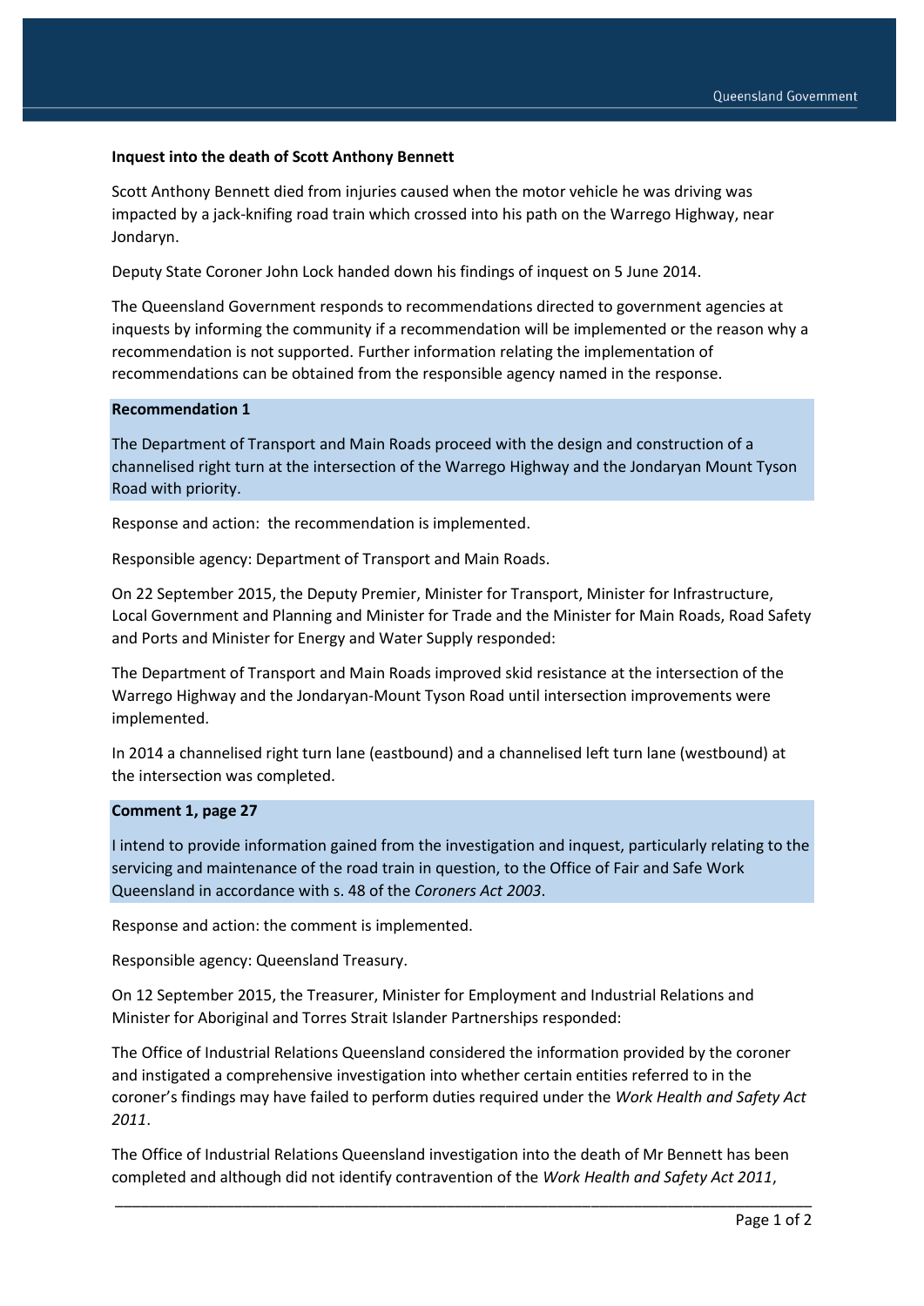**Inquest into the death of Scott Anthony Bennett**

Scott Anthony Bennett died from injuries caused when the motor vehicle he was driving was impacted by a jack-knifing road train which crossed into his path on the Warrego Highway, near Jondaryn.

Deputy State Coroner John Lock handed down his findings of inquest on 5 June 2014.

The Queensland Government responds to recommendations directed to government agencies at inquests by informing the community if a recommendation will be implemented or the reason why a recommendation is not supported. Further information relating the implementation of recommendations can be obtained from the responsible agency named in the response.

**Recommendation 1**

The Department of Transport and Main Roads proceed with the design and construction of a channelised right turn at the intersection of the Warrego Highway and the Jondaryan Mount Tyson Road with priority.

Response and action: the recommendation is implemented.

Responsible agency: Department of Transport and Main Roads.

On 22 September 2015, the Deputy Premier, Minister for Transport, Minister for Infrastructure, Local Government and Planning and Minister for Trade and the Minister for Main Roads, Road Safety and Ports and Minister for Energy and Water Supply responded:

The Department of Transport and Main Roads improved skid resistance at the intersection of the Warrego Highway and the Jondaryan-Mount Tyson Road until intersection improvements were implemented.

In 2014 a channelised right turn lane (eastbound) and a channelised left turn lane (westbound) at the intersection was completed.

**Comment 1, page 27**

I intend to provide information gained from the investigation and inquest, particularly relating to the servicing and maintenance of the road train in question, to the Office of Fair and Safe Work Queensland in accordance with s. 48 of the *Coroners Act 2003*.

Response and action: the comment is implemented.

Responsible agency: Queensland Treasury.

On 12 September 2015, the Treasurer, Minister for Employment and Industrial Relations and Minister for Aboriginal and Torres Strait Islander Partnerships responded:

The Office of Industrial Relations Queensland considered the information provided by the coroner and instigated a comprehensive investigation into whether certain entities referred to in the coroner's findings may have failed to perform duties required under the *Work Health and Safety Act 2011*.

The Office of Industrial Relations Queensland investigation into the death of Mr Bennett has been completed and although did not identify contravention of the *Work Health and Safety Act 2011*,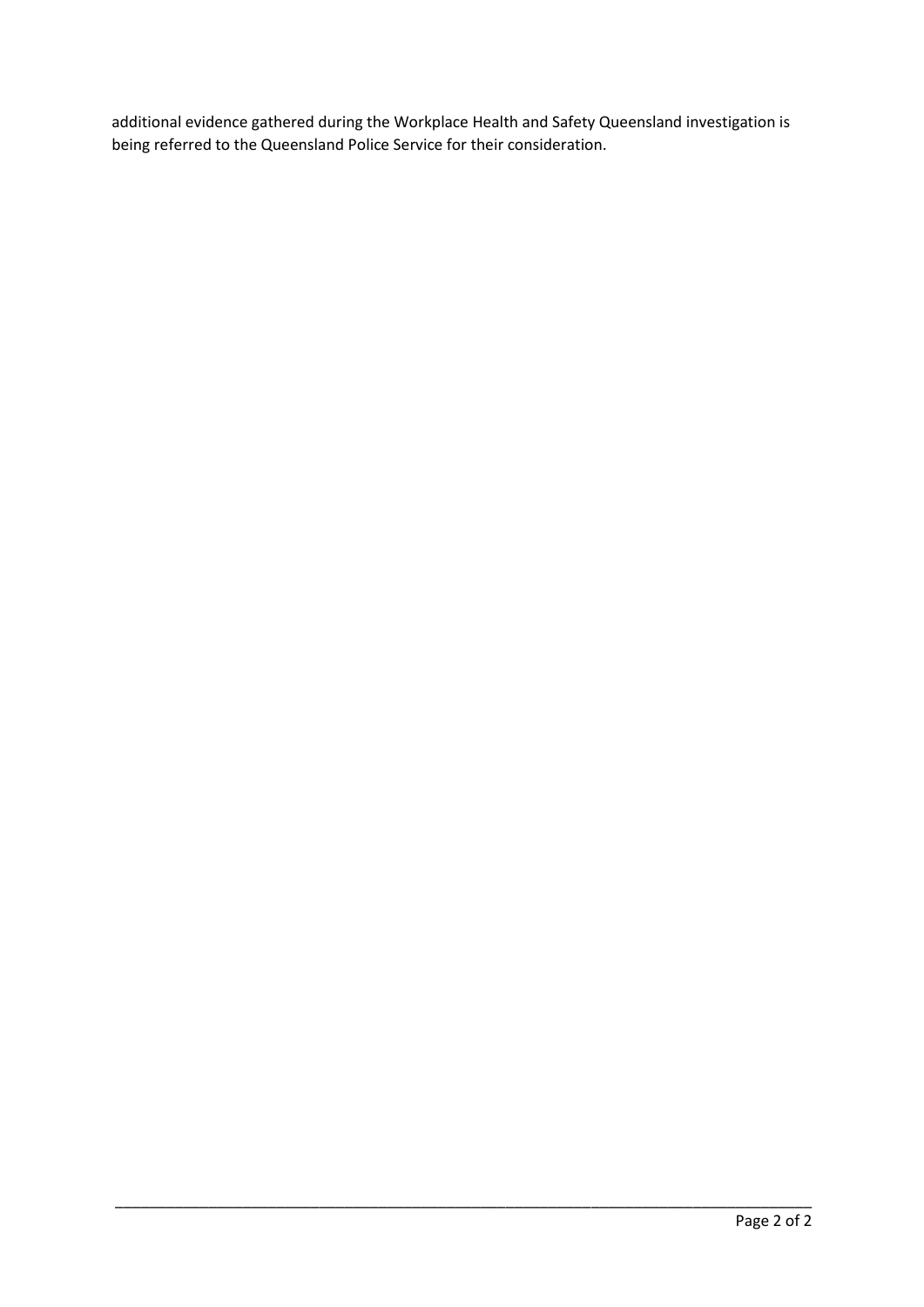additional evidence gathered during the Workplace Health and Safety Queensland investigation is being referred to the Queensland Police Service for their consideration.